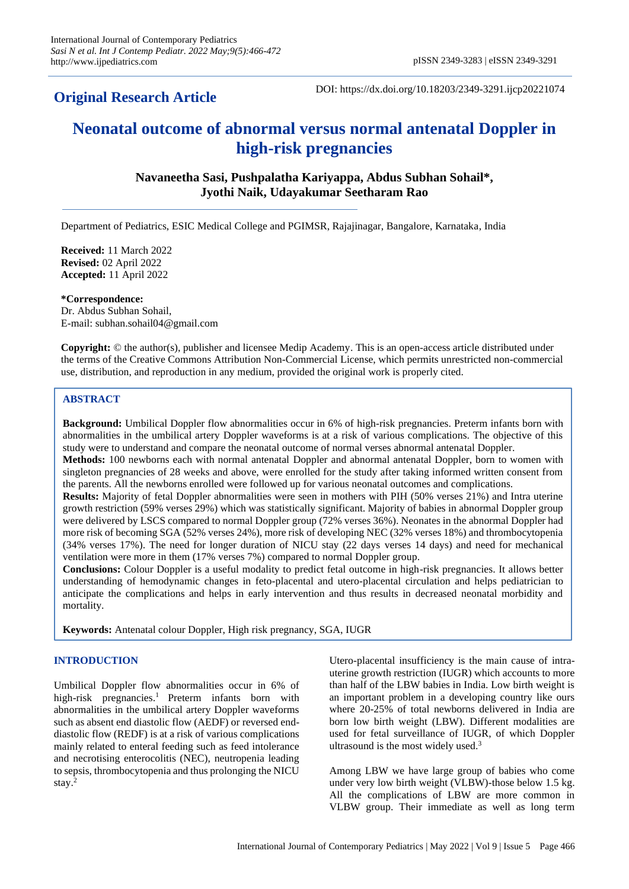**Original Research Article**

DOI: https://dx.doi.org/10.18203/2349-3291.ijcp20221074

# Neonatal outcome of abnormal versus normal antenatal Doppler in high-risk pregnancies

**Navaneetha Sasi, Pushpalatha Kariyappa, Abdus Subhan Sohail*, Jyothi Naik, Udayakumar Seetharam Rao**

Department of Pediatrics, ESIC Medical College and PGIMSR, Rajajinagar, Bangalore, Karnataka, India

**Received:** 11 March 2022
**Revised:** 02 April 2022
**Accepted:** 11 April 2022

***Correspondence:**
Dr. Abdus Subhan Sohail,
E-mail: subhan.sohail04@gmail.com

**Copyright:** © the author(s), publisher and licensee Medip Academy. This is an open-access article distributed under the terms of the Creative Commons Attribution Non-Commercial License, which permits unrestricted non-commercial use, distribution, and reproduction in any medium, provided the original work is properly cited.

## ABSTRACT

**Background:** Umbilical Doppler flow abnormalities occur in 6% of high-risk pregnancies. Preterm infants born with abnormalities in the umbilical artery Doppler waveforms is at a risk of various complications. The objective of this study were to understand and compare the neonatal outcome of normal verses abnormal antenatal Doppler.

**Methods:** 100 newborns each with normal antenatal Doppler and abnormal antenatal Doppler, born to women with singleton pregnancies of 28 weeks and above, were enrolled for the study after taking informed written consent from the parents. All the newborns enrolled were followed up for various neonatal outcomes and complications.

**Results:** Majority of fetal Doppler abnormalities were seen in mothers with PIH (50% verses 21%) and Intra uterine growth restriction (59% verses 29%) which was statistically significant. Majority of babies in abnormal Doppler group were delivered by LSCS compared to normal Doppler group (72% verses 36%). Neonates in the abnormal Doppler had more risk of becoming SGA (52% verses 24%), more risk of developing NEC (32% verses 18%) and thrombocytopenia (34% verses 17%). The need for longer duration of NICU stay (22 days verses 14 days) and need for mechanical ventilation were more in them (17% verses 7%) compared to normal Doppler group.

**Conclusions:** Colour Doppler is a useful modality to predict fetal outcome in high-risk pregnancies. It allows better understanding of hemodynamic changes in feto-placental and utero-placental circulation and helps pediatrician to anticipate the complications and helps in early intervention and thus results in decreased neonatal morbidity and mortality.

**Keywords:** Antenatal colour Doppler, High risk pregnancy, SGA, IUGR

## INTRODUCTION

Umbilical Doppler flow abnormalities occur in 6% of high-risk pregnancies.[1] Preterm infants born with abnormalities in the umbilical artery Doppler waveforms such as absent end diastolic flow (AEDF) or reversed end-diastolic flow (REDF) is at a risk of various complications mainly related to enteral feeding such as feed intolerance and necrotising enterocolitis (NEC), neutropenia leading to sepsis, thrombocytopenia and thus prolonging the NICU stay.[2]

Utero-placental insufficiency is the main cause of intra-uterine growth restriction (IUGR) which accounts to more than half of the LBW babies in India. Low birth weight is an important problem in a developing country like ours where 20-25% of total newborns delivered in India are born low birth weight (LBW). Different modalities are used for fetal surveillance of IUGR, of which Doppler ultrasound is the most widely used.[3]

Among LBW we have large group of babies who come under very low birth weight (VLBW)-those below 1.5 kg. All the complications of LBW are more common in VLBW group. Their immediate as well as long term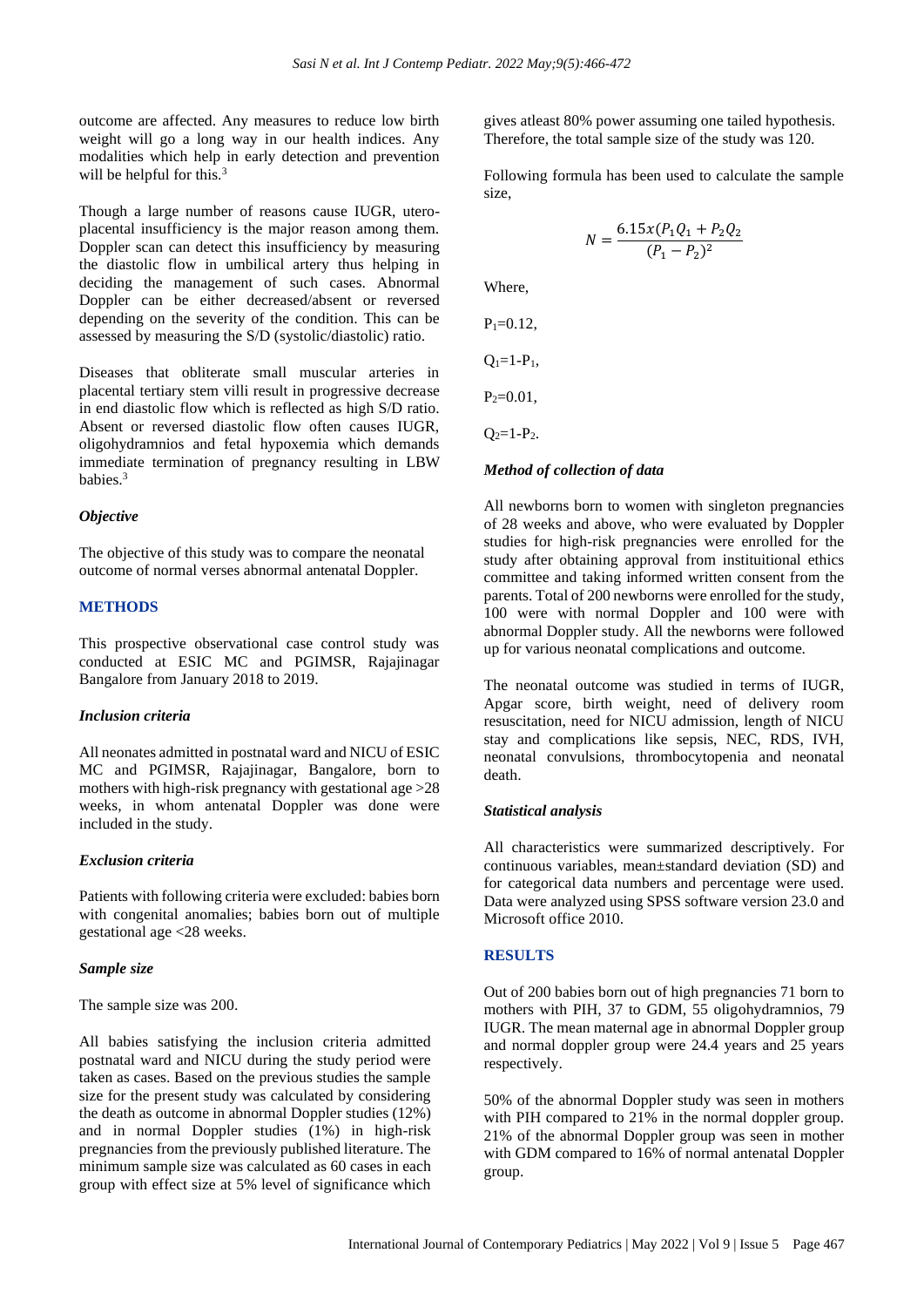outcome are affected. Any measures to reduce low birth weight will go a long way in our health indices. Any modalities which help in early detection and prevention will be helpful for this.[3]

Though a large number of reasons cause IUGR, utero-placental insufficiency is the major reason among them. Doppler scan can detect this insufficiency by measuring the diastolic flow in umbilical artery thus helping in deciding the management of such cases. Abnormal Doppler can be either decreased/absent or reversed depending on the severity of the condition. This can be assessed by measuring the S/D (systolic/diastolic) ratio.

Diseases that obliterate small muscular arteries in placental tertiary stem villi result in progressive decrease in end diastolic flow which is reflected as high S/D ratio. Absent or reversed diastolic flow often causes IUGR, oligohydramnios and fetal hypoxemia which demands immediate termination of pregnancy resulting in LBW babies.[3]

### *Objective*

The objective of this study was to compare the neonatal outcome of normal verses abnormal antenatal Doppler.

## METHODS

This prospective observational case control study was conducted at ESIC MC and PGIMSR, Rajajinagar Bangalore from January 2018 to 2019.

### *Inclusion criteria*

All neonates admitted in postnatal ward and NICU of ESIC MC and PGIMSR, Rajajinagar, Bangalore, born to mothers with high-risk pregnancy with gestational age >28 weeks, in whom antenatal Doppler was done were included in the study.

### *Exclusion criteria*

Patients with following criteria were excluded: babies born with congenital anomalies; babies born out of multiple gestational age <28 weeks.

### *Sample size*

The sample size was 200.

All babies satisfying the inclusion criteria admitted postnatal ward and NICU during the study period were taken as cases. Based on the previous studies the sample size for the present study was calculated by considering the death as outcome in abnormal Doppler studies (12%) and in normal Doppler studies (1%) in high-risk pregnancies from the previously published literature. The minimum sample size was calculated as 60 cases in each group with effect size at 5% level of significance which gives atleast 80% power assuming one tailed hypothesis. Therefore, the total sample size of the study was 120.

Following formula has been used to calculate the sample size,

$$N = \frac{6.15x(P_1Q_1 + P_2Q_2}{(P_1 - P_2)^2}$$

Where,

$P_1$=0.12,

$Q_1$=1-$P_1$,

$P_2$=0.01,

$Q_2$=1-$P_2$.

### *Method of collection of data*

All newborns born to women with singleton pregnancies of 28 weeks and above, who were evaluated by Doppler studies for high-risk pregnancies were enrolled for the study after obtaining approval from instituitional ethics committee and taking informed written consent from the parents. Total of 200 newborns were enrolled for the study, 100 were with normal Doppler and 100 were with abnormal Doppler study. All the newborns were followed up for various neonatal complications and outcome.

The neonatal outcome was studied in terms of IUGR, Apgar score, birth weight, need of delivery room resuscitation, need for NICU admission, length of NICU stay and complications like sepsis, NEC, RDS, IVH, neonatal convulsions, thrombocytopenia and neonatal death.

### *Statistical analysis*

All characteristics were summarized descriptively. For continuous variables, mean±standard deviation (SD) and for categorical data numbers and percentage were used. Data were analyzed using SPSS software version 23.0 and Microsoft office 2010.

## RESULTS

Out of 200 babies born out of high pregnancies 71 born to mothers with PIH, 37 to GDM, 55 oligohydramnios, 79 IUGR. The mean maternal age in abnormal Doppler group and normal doppler group were 24.4 years and 25 years respectively.

50% of the abnormal Doppler study was seen in mothers with PIH compared to 21% in the normal doppler group. 21% of the abnormal Doppler group was seen in mother with GDM compared to 16% of normal antenatal Doppler group.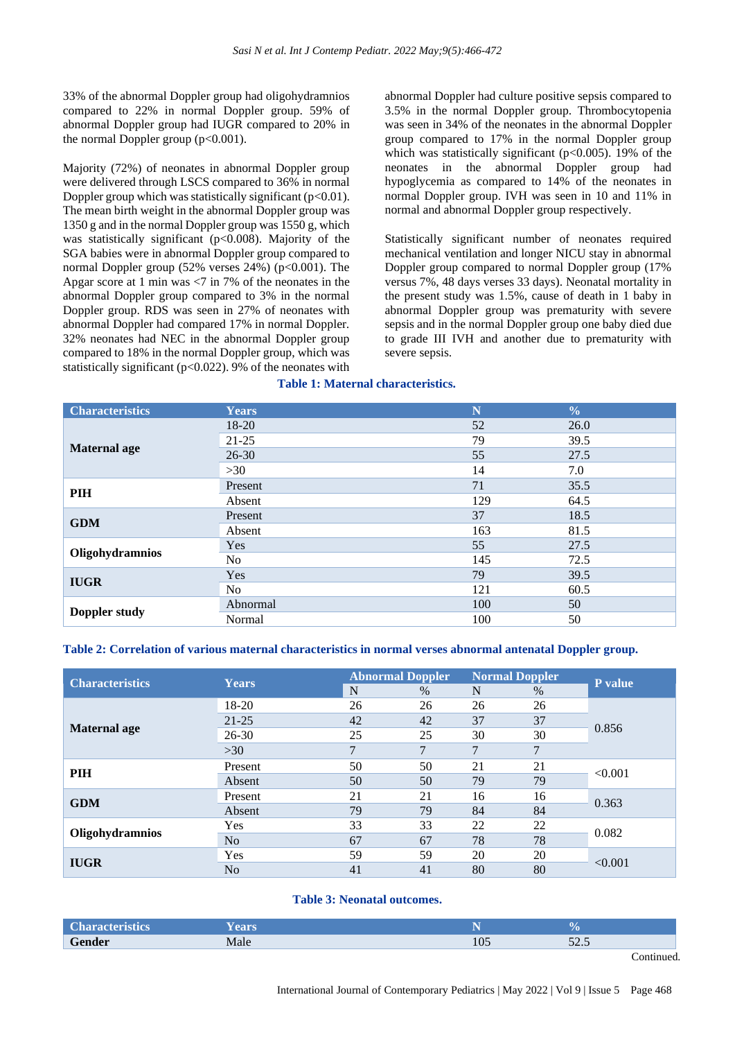33% of the abnormal Doppler group had oligohydramnios compared to 22% in normal Doppler group. 59% of abnormal Doppler group had IUGR compared to 20% in the normal Doppler group (p<0.001).

Majority (72%) of neonates in abnormal Doppler group were delivered through LSCS compared to 36% in normal Doppler group which was statistically significant (p<0.01). The mean birth weight in the abnormal Doppler group was 1350 g and in the normal Doppler group was 1550 g, which was statistically significant (p<0.008). Majority of the SGA babies were in abnormal Doppler group compared to normal Doppler group (52% verses 24%) (p<0.001). The Apgar score at 1 min was <7 in 7% of the neonates in the abnormal Doppler group compared to 3% in the normal Doppler group. RDS was seen in 27% of neonates with abnormal Doppler had compared 17% in normal Doppler. 32% neonates had NEC in the abnormal Doppler group compared to 18% in the normal Doppler group, which was statistically significant (p<0.022). 9% of the neonates with abnormal Doppler had culture positive sepsis compared to 3.5% in the normal Doppler group. Thrombocytopenia was seen in 34% of the neonates in the abnormal Doppler group compared to 17% in the normal Doppler group which was statistically significant (p<0.005). 19% of the neonates in the abnormal Doppler group had hypoglycemia as compared to 14% of the neonates in normal Doppler group. IVH was seen in 10 and 11% in normal and abnormal Doppler group respectively.

Statistically significant number of neonates required mechanical ventilation and longer NICU stay in abnormal Doppler group compared to normal Doppler group (17% versus 7%, 48 days verses 33 days). Neonatal mortality in the present study was 1.5%, cause of death in 1 baby in abnormal Doppler group was prematurity with severe sepsis and in the normal Doppler group one baby died due to grade III IVH and another due to prematurity with severe sepsis.

**Table 1: Maternal characteristics.**

| Characteristics | Years | N | % |
|---|---|---|---|
| Maternal age | 18-20 | 52 | 26.0 |
| | 21-25 | 79 | 39.5 |
| | 26-30 | 55 | 27.5 |
| | >30 | 14 | 7.0 |
| PIH | Present | 71 | 35.5 |
| | Absent | 129 | 64.5 |
| GDM | Present | 37 | 18.5 |
| | Absent | 163 | 81.5 |
| Oligohydramnios | Yes | 55 | 27.5 |
| | No | 145 | 72.5 |
| IUGR | Yes | 79 | 39.5 |
| | No | 121 | 60.5 |
| Doppler study | Abnormal | 100 | 50 |
| | Normal | 100 | 50 |

**Table 2: Correlation of various maternal characteristics in normal verses abnormal antenatal Doppler group.**

| Characteristics | Years | Abnormal Doppler | | Normal Doppler | | P value |
|---|---|---|---|---|---|---|
| | | N | % | N | % | |
| Maternal age | 18-20 | 26 | 26 | 26 | 26 | 0.856 |
| | 21-25 | 42 | 42 | 37 | 37 | |
| | 26-30 | 25 | 25 | 30 | 30 | |
| | >30 | 7 | 7 | 7 | 7 | |
| PIH | Present | 50 | 50 | 21 | 21 | <0.001 |
| | Absent | 50 | 50 | 79 | 79 | |
| GDM | Present | 21 | 21 | 16 | 16 | 0.363 |
| | Absent | 79 | 79 | 84 | 84 | |
| Oligohydramnios | Yes | 33 | 33 | 22 | 22 | 0.082 |
| | No | 67 | 67 | 78 | 78 | |
| IUGR | Yes | 59 | 59 | 20 | 20 | <0.001 |
| | No | 41 | 41 | 80 | 80 | |

**Table 3: Neonatal outcomes.**

| Characteristics | Years | N | % |
|---|---|---|---|
| Gender | Male | 105 | 52.5 |

Continued.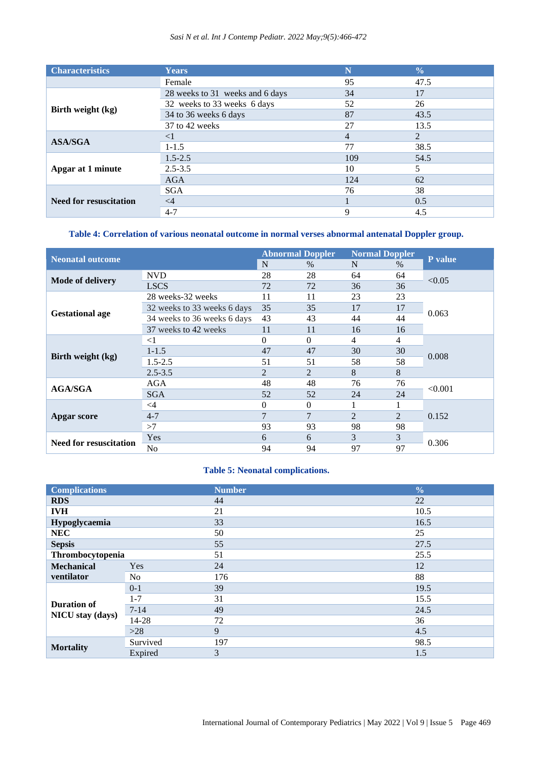| Characteristics | Years | N | % |
|---|---|---|---|
| | Female | 95 | 47.5 |
| Birth weight (kg) | 28 weeks to 31 weeks and 6 days | 34 | 17 |
| | 32 weeks to 33 weeks 6 days | 52 | 26 |
| | 34 to 36 weeks 6 days | 87 | 43.5 |
| | 37 to 42 weeks | 27 | 13.5 |
| ASA/SGA | <1 | 4 | 2 |
| | 1-1.5 | 77 | 38.5 |
| Apgar at 1 minute | 1.5-2.5 | 109 | 54.5 |
| | 2.5-3.5 | 10 | 5 |
| | AGA | 124 | 62 |
| Need for resuscitation | SGA | 76 | 38 |
| | <4 | 1 | 0.5 |
| | 4-7 | 9 | 4.5 |

**Table 4: Correlation of various neonatal outcome in normal verses abnormal antenatal Doppler group.**

| Neonatal outcome | | Abnormal Doppler | | Normal Doppler | | P value |
|---|---|---|---|---|---|---|
| | | N | % | N | % | |
| Mode of delivery | NVD | 28 | 28 | 64 | 64 | <0.05 |
| | LSCS | 72 | 72 | 36 | 36 | |
| Gestational age | 28 weeks-32 weeks | 11 | 11 | 23 | 23 | 0.063 |
| | 32 weeks to 33 weeks 6 days | 35 | 35 | 17 | 17 | |
| | 34 weeks to 36 weeks 6 days | 43 | 43 | 44 | 44 | |
| | 37 weeks to 42 weeks | 11 | 11 | 16 | 16 | |
| Birth weight (kg) | <1 | 0 | 0 | 4 | 4 | 0.008 |
| | 1-1.5 | 47 | 47 | 30 | 30 | |
| | 1.5-2.5 | 51 | 51 | 58 | 58 | |
| | 2.5-3.5 | 2 | 2 | 8 | 8 | |
| AGA/SGA | AGA | 48 | 48 | 76 | 76 | <0.001 |
| | SGA | 52 | 52 | 24 | 24 | |
| Apgar score | <4 | 0 | 0 | 1 | 1 | 0.152 |
| | 4-7 | 7 | 7 | 2 | 2 | |
| | >7 | 93 | 93 | 98 | 98 | |
| Need for resuscitation | Yes | 6 | 6 | 3 | 3 | 0.306 |
| | No | 94 | 94 | 97 | 97 | |

**Table 5: Neonatal complications.**

| Complications | | Number | % |
|---|---|---|---|
| RDS | | 44 | 22 |
| IVH | | 21 | 10.5 |
| Hypoglycaemia | | 33 | 16.5 |
| NEC | | 50 | 25 |
| Sepsis | | 55 | 27.5 |
| Thrombocytopenia | | 51 | 25.5 |
| Mechanical ventilator | Yes | 24 | 12 |
| | No | 176 | 88 |
| Duration of NICU stay (days) | 0-1 | 39 | 19.5 |
| | 1-7 | 31 | 15.5 |
| | 7-14 | 49 | 24.5 |
| | 14-28 | 72 | 36 |
| | >28 | 9 | 4.5 |
| Mortality | Survived | 197 | 98.5 |
| | Expired | 3 | 1.5 |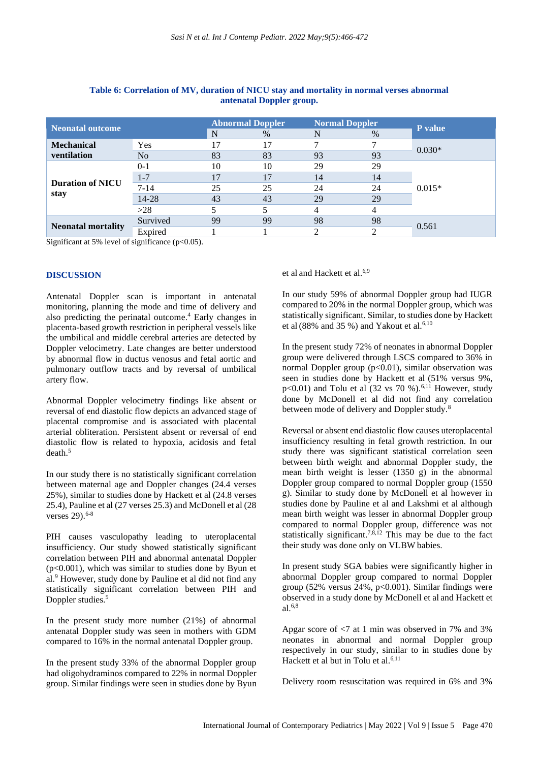**Table 6: Correlation of MV, duration of NICU stay and mortality in normal verses abnormal antenatal Doppler group.**

| Neonatal outcome | | Abnormal Doppler | | Normal Doppler | | P value |
|---|---|---|---|---|---|---|
| | | N | % | N | % | |
| **Mechanical ventilation** | Yes | 17 | 17 | 7 | 7 | 0.030* |
| | No | 83 | 83 | 93 | 93 | |
| **Duration of NICU stay** | 0-1 | 10 | 10 | 29 | 29 | 0.015* |
| | 1-7 | 17 | 17 | 14 | 14 | |
| | 7-14 | 25 | 25 | 24 | 24 | |
| | 14-28 | 43 | 43 | 29 | 29 | |
| | >28 | 5 | 5 | 4 | 4 | |
| **Neonatal mortality** | Survived | 99 | 99 | 98 | 98 | 0.561 |
| | Expired | 1 | 1 | 2 | 2 | |

Significant at 5% level of significance ($p<0.05$).

## DISCUSSION

Antenatal Doppler scan is important in antenatal monitoring, planning the mode and time of delivery and also predicting the perinatal outcome.[4] Early changes in placenta-based growth restriction in peripheral vessels like the umbilical and middle cerebral arteries are detected by Doppler velocimetry. Late changes are better understood by abnormal flow in ductus venosus and fetal aortic and pulmonary outflow tracts and by reversal of umbilical artery flow.

Abnormal Doppler velocimetry findings like absent or reversal of end diastolic flow depicts an advanced stage of placental compromise and is associated with placental arterial obliteration. Persistent absent or reversal of end diastolic flow is related to hypoxia, acidosis and fetal death.[5]

In our study there is no statistically significant correlation between maternal age and Doppler changes (24.4 verses 25%), similar to studies done by Hackett et al (24.8 verses 25.4), Pauline et al (27 verses 25.3) and McDonell et al (28 verses 29).[6-8]

PIH causes vasculopathy leading to uteroplacental insufficiency. Our study showed statistically significant correlation between PIH and abnormal antenatal Doppler ($p<0.001$), which was similar to studies done by Byun et al.[9] However, study done by Pauline et al did not find any statistically significant correlation between PIH and Doppler studies.[5]

In the present study more number (21%) of abnormal antenatal Doppler study was seen in mothers with GDM compared to 16% in the normal antenatal Doppler group.

In the present study 33% of the abnormal Doppler group had oligohydraminos compared to 22% in normal Doppler group. Similar findings were seen in studies done by Byun et al and Hackett et al.[6,9]

In our study 59% of abnormal Doppler group had IUGR compared to 20% in the normal Doppler group, which was statistically significant. Similar, to studies done by Hackett et al (88% and 35 %) and Yakout et al.[6,10]

In the present study 72% of neonates in abnormal Doppler group were delivered through LSCS compared to 36% in normal Doppler group ($p<0.01$), similar observation was seen in studies done by Hackett et al (51% versus 9%, $p<0.01$) and Tolu et al (32 vs 70 %).[6,11] However, study done by McDonell et al did not find any correlation between mode of delivery and Doppler study.[8]

Reversal or absent end diastolic flow causes uteroplacental insufficiency resulting in fetal growth restriction. In our study there was significant statistical correlation seen between birth weight and abnormal Doppler study, the mean birth weight is lesser (1350 g) in the abnormal Doppler group compared to normal Doppler group (1550 g). Similar to study done by McDonell et al however in studies done by Pauline et al and Lakshmi et al although mean birth weight was lesser in abnormal Doppler group compared to normal Doppler group, difference was not statistically significant.[7,8,12] This may be due to the fact their study was done only on VLBW babies.

In present study SGA babies were significantly higher in abnormal Doppler group compared to normal Doppler group (52% versus 24%, $p<0.001$). Similar findings were observed in a study done by McDonell et al and Hackett et al.[6,8]

Apgar score of <7 at 1 min was observed in 7% and 3% neonates in abnormal and normal Doppler group respectively in our study, similar to in studies done by Hackett et al but in Tolu et al.[6,11]

Delivery room resuscitation was required in 6% and 3%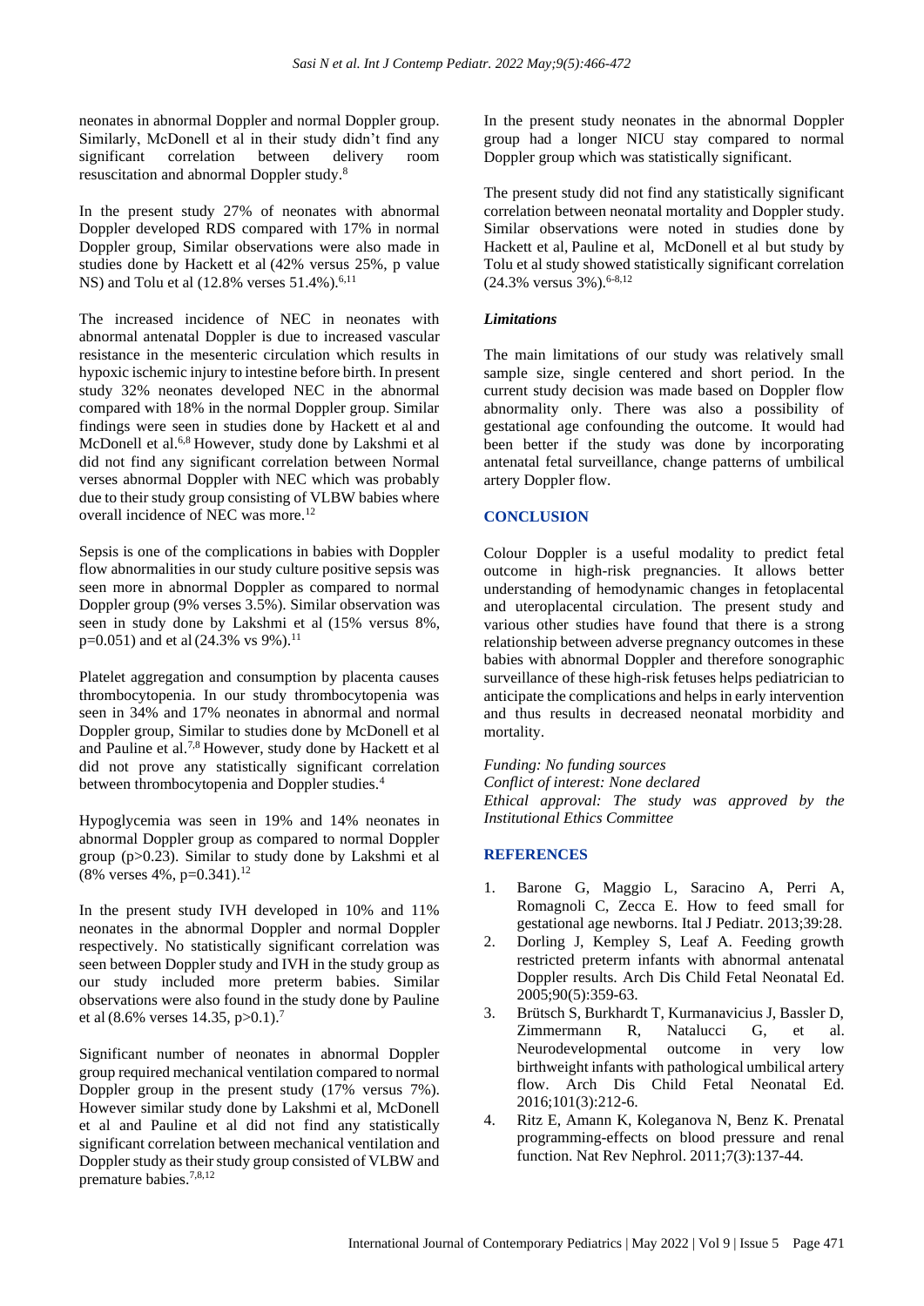neonates in abnormal Doppler and normal Doppler group. Similarly, McDonell et al in their study didn't find any significant correlation between delivery room resuscitation and abnormal Doppler study.[8]

In the present study 27% of neonates with abnormal Doppler developed RDS compared with 17% in normal Doppler group, Similar observations were also made in studies done by Hackett et al (42% versus 25%, p value NS) and Tolu et al (12.8% verses 51.4%).[6,11]

The increased incidence of NEC in neonates with abnormal antenatal Doppler is due to increased vascular resistance in the mesenteric circulation which results in hypoxic ischemic injury to intestine before birth. In present study 32% neonates developed NEC in the abnormal compared with 18% in the normal Doppler group. Similar findings were seen in studies done by Hackett et al and McDonell et al.[6,8] However, study done by Lakshmi et al did not find any significant correlation between Normal verses abnormal Doppler with NEC which was probably due to their study group consisting of VLBW babies where overall incidence of NEC was more.[12]

Sepsis is one of the complications in babies with Doppler flow abnormalities in our study culture positive sepsis was seen more in abnormal Doppler as compared to normal Doppler group (9% verses 3.5%). Similar observation was seen in study done by Lakshmi et al (15% versus 8%, p=0.051) and et al (24.3% vs 9%).[11]

Platelet aggregation and consumption by placenta causes thrombocytopenia. In our study thrombocytopenia was seen in 34% and 17% neonates in abnormal and normal Doppler group, Similar to studies done by McDonell et al and Pauline et al.[7,8] However, study done by Hackett et al did not prove any statistically significant correlation between thrombocytopenia and Doppler studies.[4]

Hypoglycemia was seen in 19% and 14% neonates in abnormal Doppler group as compared to normal Doppler group (p>0.23). Similar to study done by Lakshmi et al (8% verses 4%, p=0.341).[12]

In the present study IVH developed in 10% and 11% neonates in the abnormal Doppler and normal Doppler respectively. No statistically significant correlation was seen between Doppler study and IVH in the study group as our study included more preterm babies. Similar observations were also found in the study done by Pauline et al (8.6% verses 14.35, p>0.1).[7]

Significant number of neonates in abnormal Doppler group required mechanical ventilation compared to normal Doppler group in the present study (17% versus 7%). However similar study done by Lakshmi et al, McDonell et al and Pauline et al did not find any statistically significant correlation between mechanical ventilation and Doppler study as their study group consisted of VLBW and premature babies.[7,8,12]

In the present study neonates in the abnormal Doppler group had a longer NICU stay compared to normal Doppler group which was statistically significant.

The present study did not find any statistically significant correlation between neonatal mortality and Doppler study. Similar observations were noted in studies done by Hackett et al, Pauline et al, McDonell et al but study by Tolu et al study showed statistically significant correlation (24.3% versus 3%).[6-8,12]

### *Limitations*

The main limitations of our study was relatively small sample size, single centered and short period. In the current study decision was made based on Doppler flow abnormality only. There was also a possibility of gestational age confounding the outcome. It would had been better if the study was done by incorporating antenatal fetal surveillance, change patterns of umbilical artery Doppler flow.

## CONCLUSION

Colour Doppler is a useful modality to predict fetal outcome in high-risk pregnancies. It allows better understanding of hemodynamic changes in fetoplacental and uteroplacental circulation. The present study and various other studies have found that there is a strong relationship between adverse pregnancy outcomes in these babies with abnormal Doppler and therefore sonographic surveillance of these high-risk fetuses helps pediatrician to anticipate the complications and helps in early intervention and thus results in decreased neonatal morbidity and mortality.

*Funding: No funding sources*
*Conflict of interest: None declared*
*Ethical approval: The study was approved by the Institutional Ethics Committee*

## REFERENCES

1. Barone G, Maggio L, Saracino A, Perri A, Romagnoli C, Zecca E. How to feed small for gestational age newborns. Ital J Pediatr. 2013;39:28.
2. Dorling J, Kempley S, Leaf A. Feeding growth restricted preterm infants with abnormal antenatal Doppler results. Arch Dis Child Fetal Neonatal Ed. 2005;90(5):359-63.
3. Brütsch S, Burkhardt T, Kurmanavicius J, Bassler D, Zimmermann R, Natalucci G, et al. Neurodevelopmental outcome in very low birthweight infants with pathological umbilical artery flow. Arch Dis Child Fetal Neonatal Ed. 2016;101(3):212-6.
4. Ritz E, Amann K, Koleganova N, Benz K. Prenatal programming-effects on blood pressure and renal function. Nat Rev Nephrol. 2011;7(3):137-44.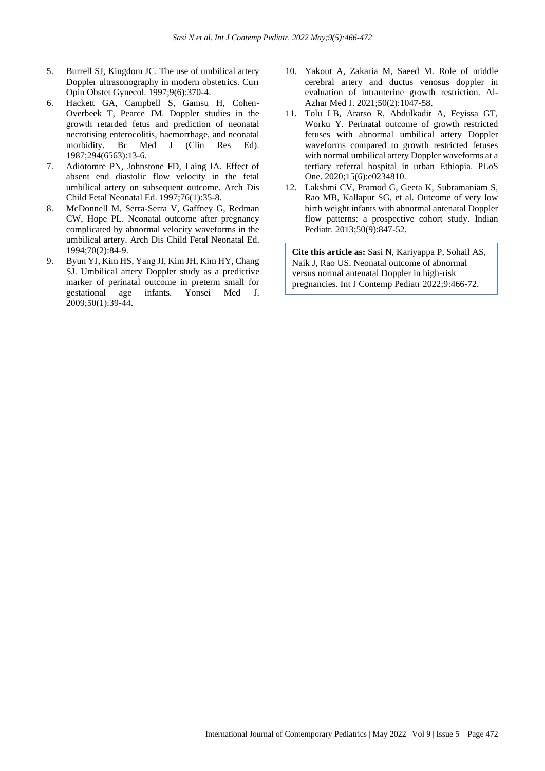5. Burrell SJ, Kingdom JC. The use of umbilical artery Doppler ultrasonography in modern obstetrics. Curr Opin Obstet Gynecol. 1997;9(6):370-4.
6. Hackett GA, Campbell S, Gamsu H, Cohen-Overbeek T, Pearce JM. Doppler studies in the growth retarded fetus and prediction of neonatal necrotising enterocolitis, haemorrhage, and neonatal morbidity. Br Med J (Clin Res Ed). 1987;294(6563):13-6.
7. Adiotomre PN, Johnstone FD, Laing IA. Effect of absent end diastolic flow velocity in the fetal umbilical artery on subsequent outcome. Arch Dis Child Fetal Neonatal Ed. 1997;76(1):35-8.
8. McDonnell M, Serra-Serra V, Gaffney G, Redman CW, Hope PL. Neonatal outcome after pregnancy complicated by abnormal velocity waveforms in the umbilical artery. Arch Dis Child Fetal Neonatal Ed. 1994;70(2):84-9.
9. Byun YJ, Kim HS, Yang JI, Kim JH, Kim HY, Chang SJ. Umbilical artery Doppler study as a predictive marker of perinatal outcome in preterm small for gestational age infants. Yonsei Med J. 2009;50(1):39-44.
10. Yakout A, Zakaria M, Saeed M. Role of middle cerebral artery and ductus venosus doppler in evaluation of intrauterine growth restriction. Al-Azhar Med J. 2021;50(2):1047-58.
11. Tolu LB, Ararso R, Abdulkadir A, Feyissa GT, Worku Y. Perinatal outcome of growth restricted fetuses with abnormal umbilical artery Doppler waveforms compared to growth restricted fetuses with normal umbilical artery Doppler waveforms at a tertiary referral hospital in urban Ethiopia. PLoS One. 2020;15(6):e0234810.
12. Lakshmi CV, Pramod G, Geeta K, Subramaniam S, Rao MB, Kallapur SG, et al. Outcome of very low birth weight infants with abnormal antenatal Doppler flow patterns: a prospective cohort study. Indian Pediatr. 2013;50(9):847-52.

**Cite this article as:** Sasi N, Kariyappa P, Sohail AS, Naik J, Rao US. Neonatal outcome of abnormal versus normal antenatal Doppler in high-risk pregnancies. Int J Contemp Pediatr 2022;9:466-72.